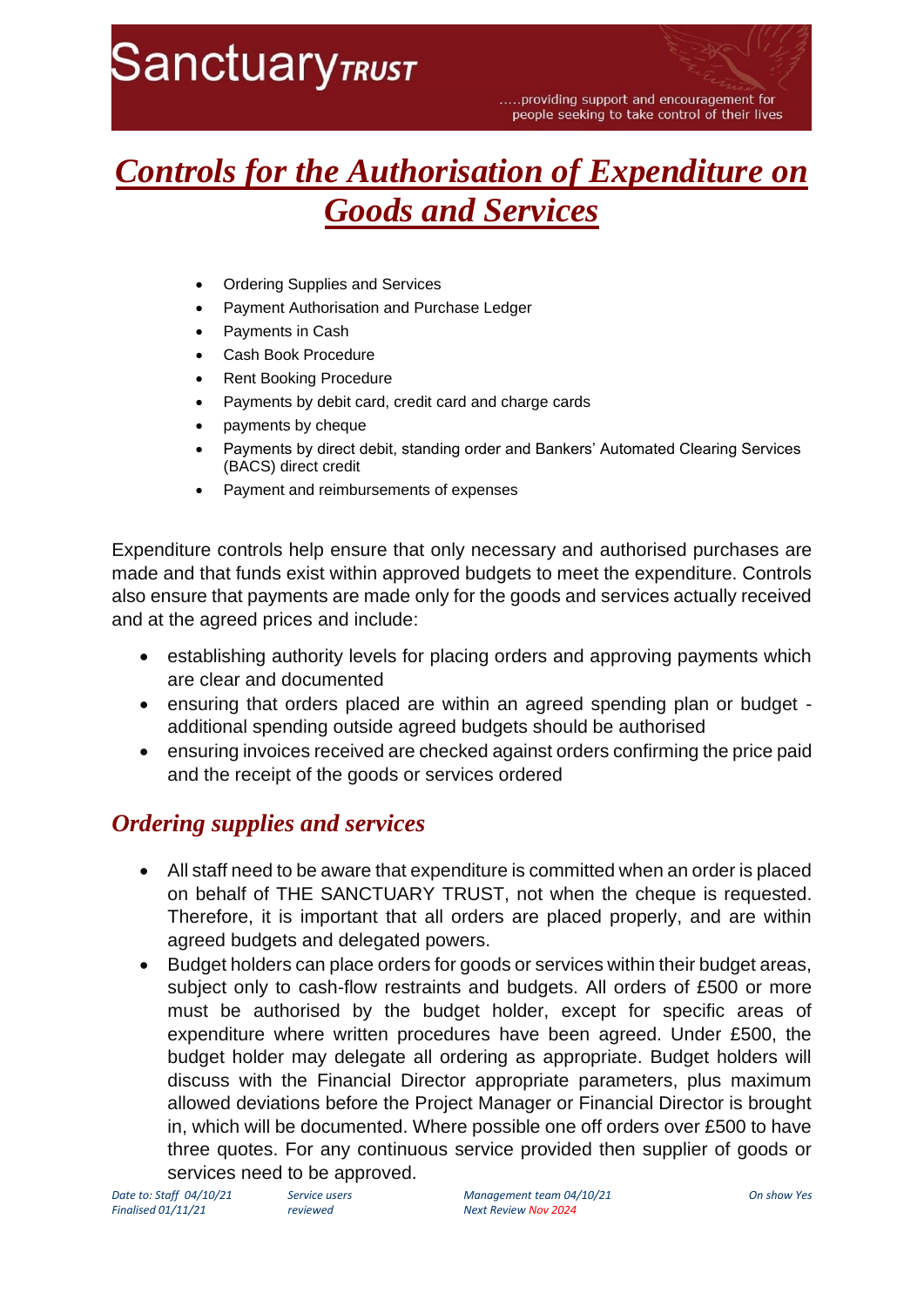# Controls for the Authorisation of Expenditure on Goods and Services

- Ordering Supplies and Services
- Payment Authorisation and Purchase Ledger
- Payments in Cash
- Cash Book Procedure
- Rent Booking Procedure
- Payments by debit card, credit card and charge cards
- payments by cheque
- Payments by direct debit, standing order and Bankers' Automated Clearing Services (BACS) direct credit
- Payment and reimbursements of expenses

Expenditure controls help ensure that only necessary and authorised purchases are made and that funds exist within approved budgets to meet the expenditure. Controls also ensure that payments are made only for the goods and services actually received and at the agreed prices and include:

- establishing authority levels for placing orders and approving payments which are clear and documented
- ensuring that orders placed are within an agreed spending plan or budget - additional spending outside agreed budgets should be authorised
- ensuring invoices received are checked against orders confirming the price paid and the receipt of the goods or services ordered

## *Ordering supplies and services*

- All staff need to be aware that expenditure is committed when an order is placed on behalf of THE SANCTUARY TRUST, not when the cheque is requested. Therefore, it is important that all orders are placed properly, and are within agreed budgets and delegated powers.
- Budget holders can place orders for goods or services within their budget areas, subject only to cash-flow restraints and budgets. All orders of £500 or more must be authorised by the budget holder, except for specific areas of expenditure where written procedures have been agreed. Under £500, the budget holder may delegate all ordering as appropriate. Budget holders will discuss with the Financial Director appropriate parameters, plus maximum allowed deviations before the Project Manager or Financial Director is brought in, which will be documented. Where possible one off orders over £500 to have three quotes. For any continuous service provided then supplier of goods or services need to be approved.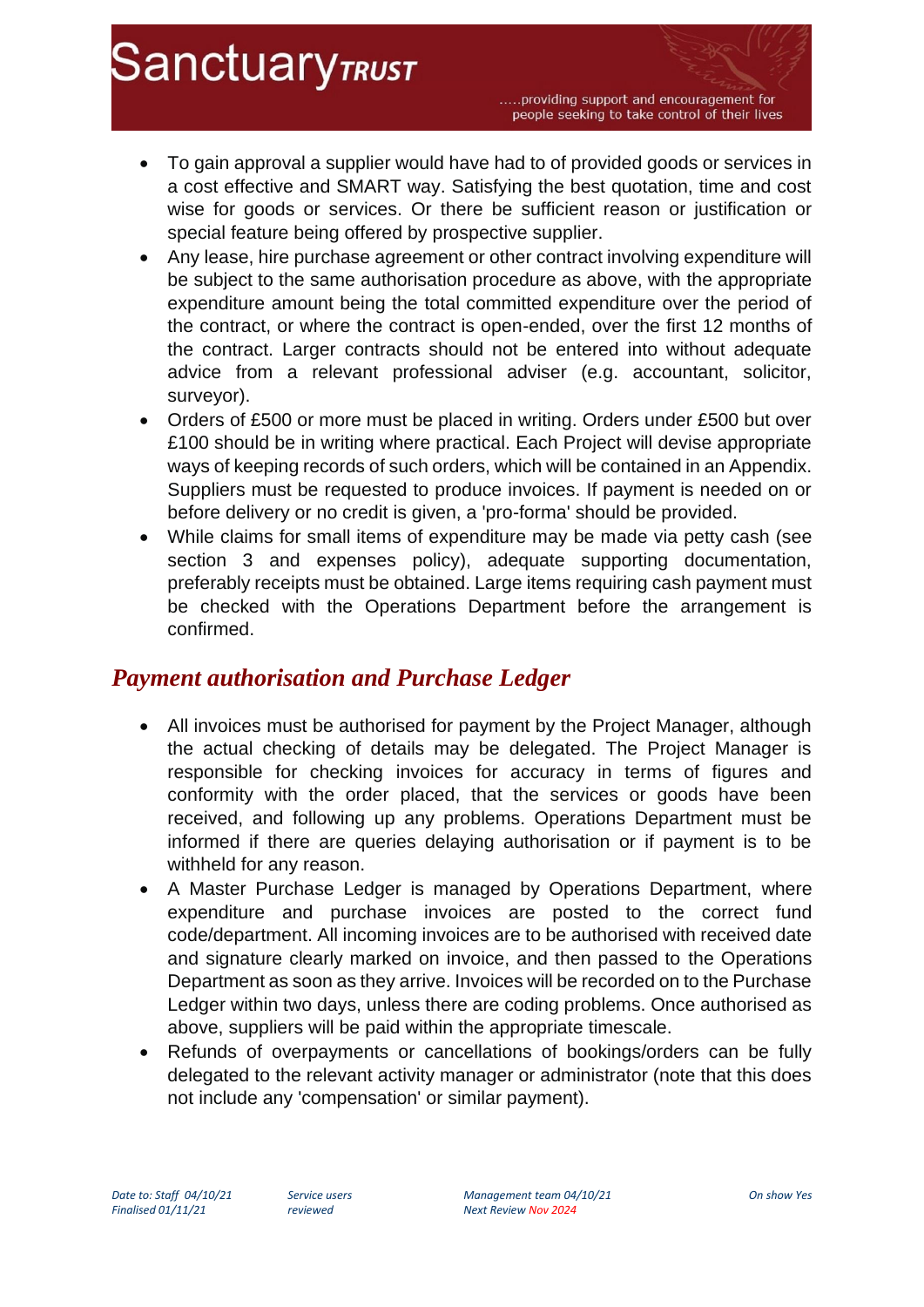- To gain approval a supplier would have had to of provided goods or services in a cost effective and SMART way. Satisfying the best quotation, time and cost wise for goods or services. Or there be sufficient reason or justification or special feature being offered by prospective supplier.
- Any lease, hire purchase agreement or other contract involving expenditure will be subject to the same authorisation procedure as above, with the appropriate expenditure amount being the total committed expenditure over the period of the contract, or where the contract is open-ended, over the first 12 months of the contract. Larger contracts should not be entered into without adequate advice from a relevant professional adviser (e.g. accountant, solicitor, surveyor).
- Orders of £500 or more must be placed in writing. Orders under £500 but over £100 should be in writing where practical. Each Project will devise appropriate ways of keeping records of such orders, which will be contained in an Appendix. Suppliers must be requested to produce invoices. If payment is needed on or before delivery or no credit is given, a 'pro-forma' should be provided.
- While claims for small items of expenditure may be made via petty cash (see section 3 and expenses policy), adequate supporting documentation, preferably receipts must be obtained. Large items requiring cash payment must be checked with the Operations Department before the arrangement is confirmed.

## *Payment authorisation and Purchase Ledger*

- All invoices must be authorised for payment by the Project Manager, although the actual checking of details may be delegated. The Project Manager is responsible for checking invoices for accuracy in terms of figures and conformity with the order placed, that the services or goods have been received, and following up any problems. Operations Department must be informed if there are queries delaying authorisation or if payment is to be withheld for any reason.
- A Master Purchase Ledger is managed by Operations Department, where expenditure and purchase invoices are posted to the correct fund code/department. All incoming invoices are to be authorised with received date and signature clearly marked on invoice, and then passed to the Operations Department as soon as they arrive. Invoices will be recorded on to the Purchase Ledger within two days, unless there are coding problems. Once authorised as above, suppliers will be paid within the appropriate timescale.
- Refunds of overpayments or cancellations of bookings/orders can be fully delegated to the relevant activity manager or administrator (note that this does not include any 'compensation' or similar payment).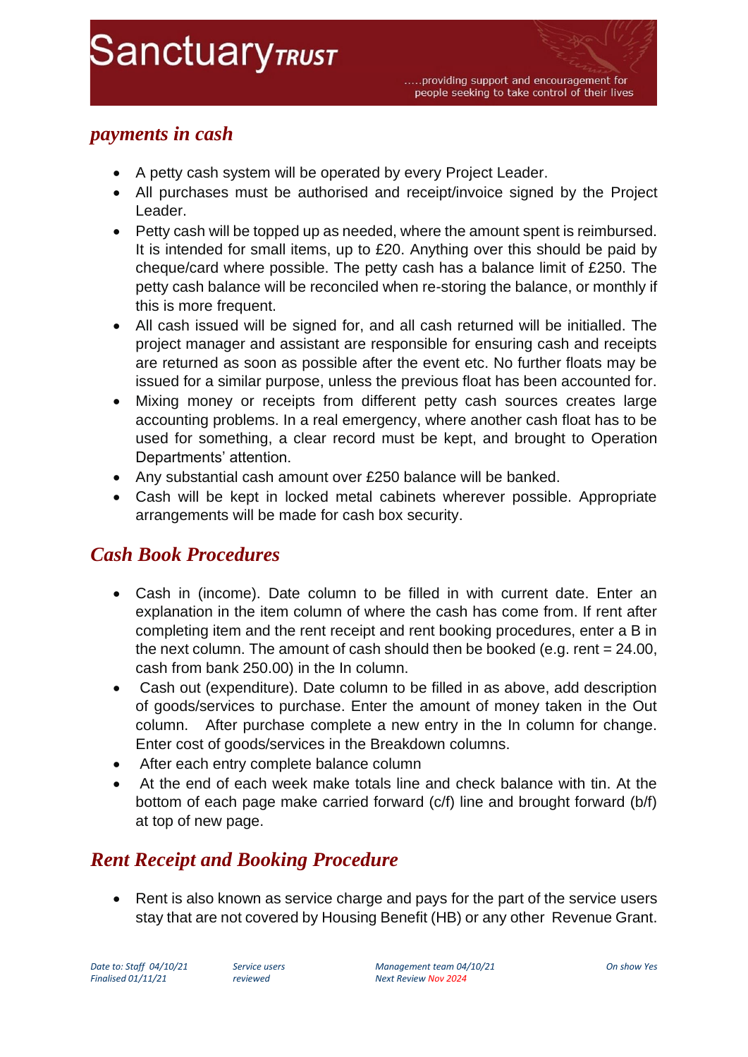## payments in cash

- A petty cash system will be operated by every Project Leader.
- All purchases must be authorised and receipt/invoice signed by the Project Leader.
- Petty cash will be topped up as needed, where the amount spent is reimbursed. It is intended for small items, up to £20. Anything over this should be paid by cheque/card where possible. The petty cash has a balance limit of £250. The petty cash balance will be reconciled when re-storing the balance, or monthly if this is more frequent.
- All cash issued will be signed for, and all cash returned will be initialled. The project manager and assistant are responsible for ensuring cash and receipts are returned as soon as possible after the event etc. No further floats may be issued for a similar purpose, unless the previous float has been accounted for.
- Mixing money or receipts from different petty cash sources creates large accounting problems. In a real emergency, where another cash float has to be used for something, a clear record must be kept, and brought to Operation Departments' attention.
- Any substantial cash amount over £250 balance will be banked.
- Cash will be kept in locked metal cabinets wherever possible. Appropriate arrangements will be made for cash box security.

## Cash Book Procedures

- Cash in (income). Date column to be filled in with current date. Enter an explanation in the item column of where the cash has come from. If rent after completing item and the rent receipt and rent booking procedures, enter a B in the next column. The amount of cash should then be booked (e.g. rent = 24.00, cash from bank 250.00) in the In column.
- Cash out (expenditure). Date column to be filled in as above, add description of goods/services to purchase. Enter the amount of money taken in the Out column. After purchase complete a new entry in the In column for change. Enter cost of goods/services in the Breakdown columns.
- After each entry complete balance column
- At the end of each week make totals line and check balance with tin. At the bottom of each page make carried forward (c/f) line and brought forward (b/f) at top of new page.

## Rent Receipt and Booking Procedure

- Rent is also known as service charge and pays for the part of the service users stay that are not covered by Housing Benefit (HB) or any other Revenue Grant.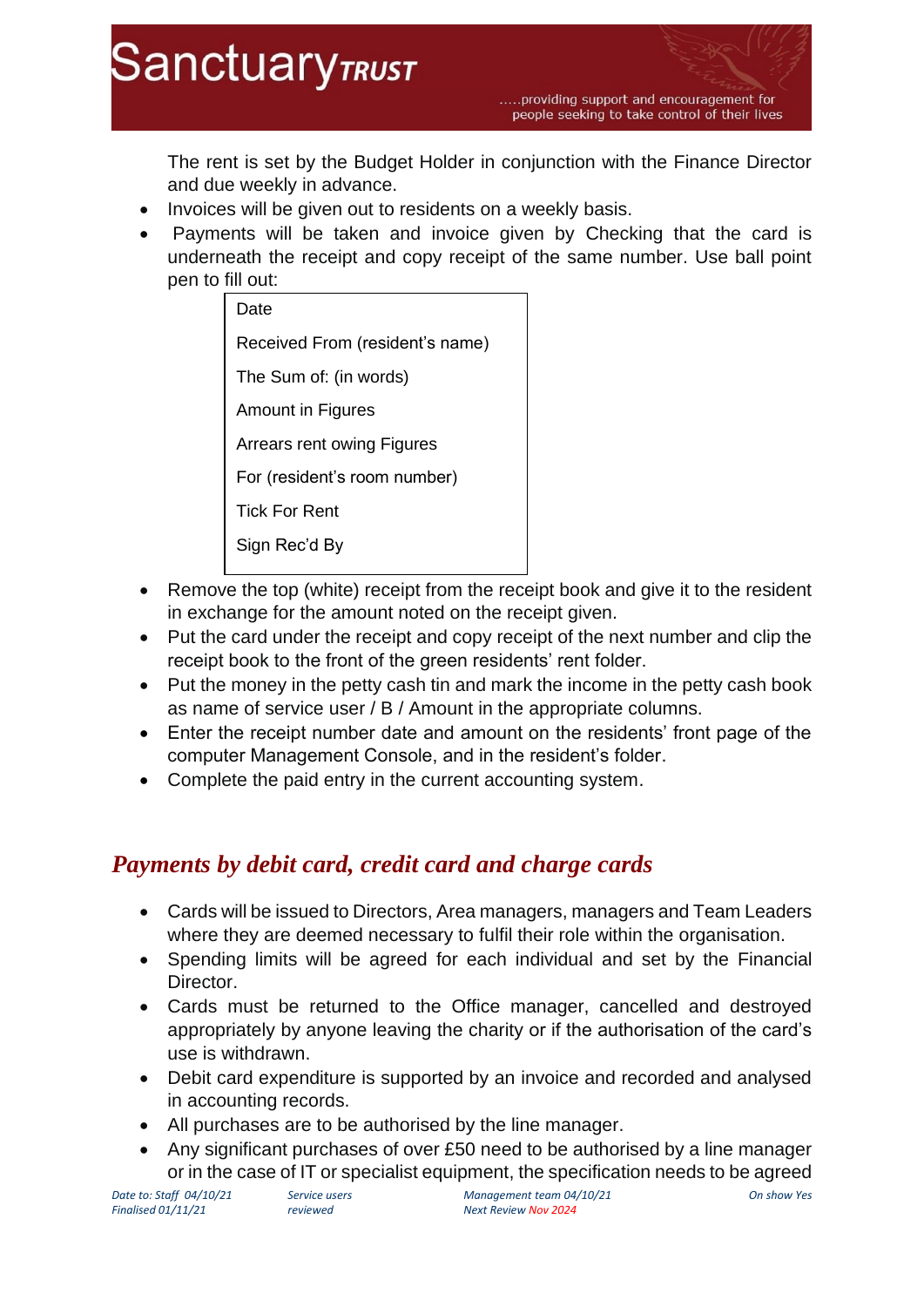The rent is set by the Budget Holder in conjunction with the Finance Director and due weekly in advance.

- Invoices will be given out to residents on a weekly basis.
- Payments will be taken and invoice given by Checking that the card is underneath the receipt and copy receipt of the same number. Use ball point pen to fill out:

| Date |
|---|
| Received From (resident's name) |
| The Sum of: (in words) |
| Amount in Figures |
| Arrears rent owing Figures |
| For (resident's room number) |
| Tick For Rent |
| Sign Rec'd By |

- Remove the top (white) receipt from the receipt book and give it to the resident in exchange for the amount noted on the receipt given.
- Put the card under the receipt and copy receipt of the next number and clip the receipt book to the front of the green residents' rent folder.
- Put the money in the petty cash tin and mark the income in the petty cash book as name of service user / B / Amount in the appropriate columns.
- Enter the receipt number date and amount on the residents' front page of the computer Management Console, and in the resident's folder.
- Complete the paid entry in the current accounting system.

## *Payments by debit card, credit card and charge cards*

- Cards will be issued to Directors, Area managers, managers and Team Leaders where they are deemed necessary to fulfil their role within the organisation.
- Spending limits will be agreed for each individual and set by the Financial Director.
- Cards must be returned to the Office manager, cancelled and destroyed appropriately by anyone leaving the charity or if the authorisation of the card's use is withdrawn.
- Debit card expenditure is supported by an invoice and recorded and analysed in accounting records.
- All purchases are to be authorised by the line manager.
- Any significant purchases of over £50 need to be authorised by a line manager or in the case of IT or specialist equipment, the specification needs to be agreed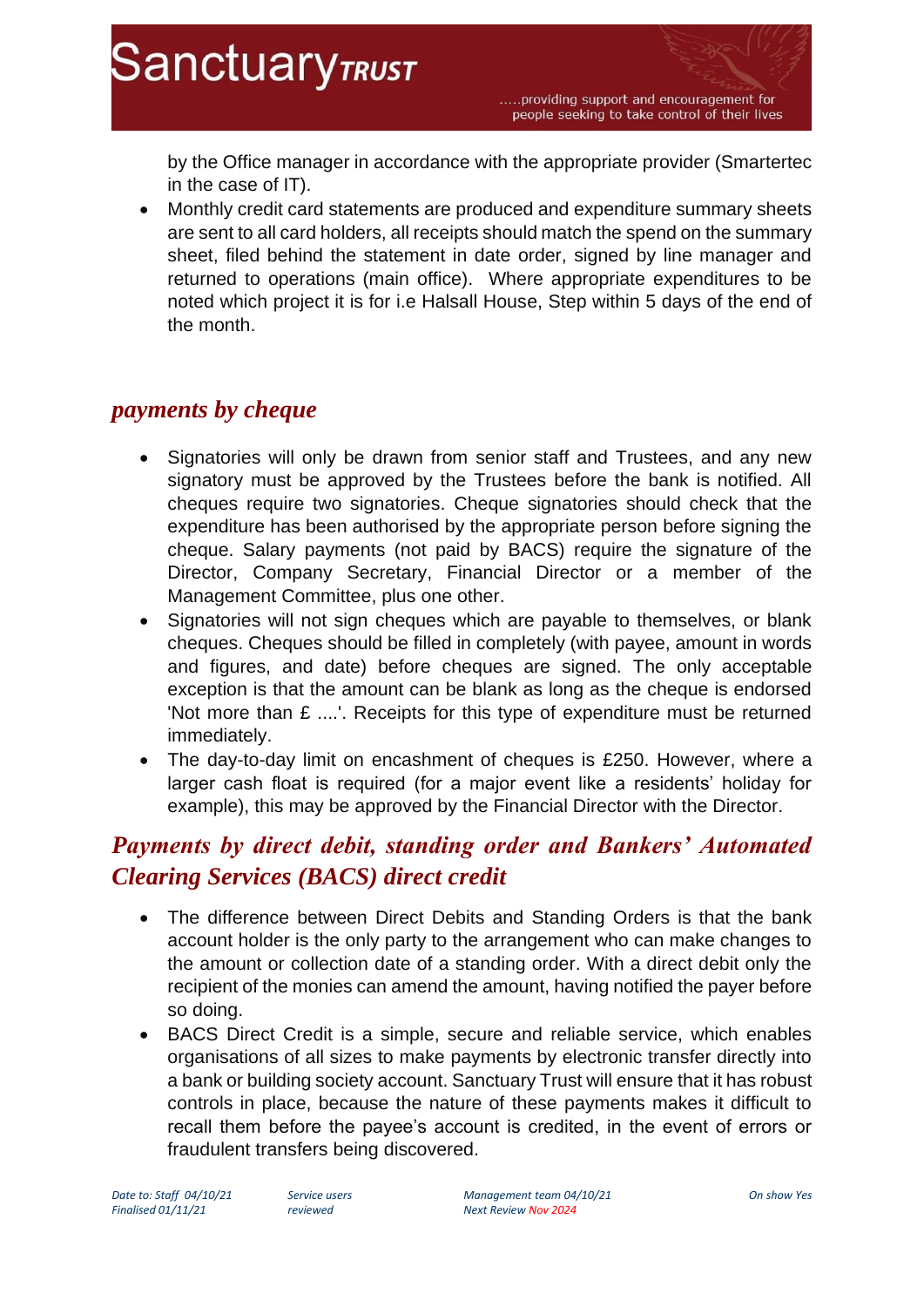by the Office manager in accordance with the appropriate provider (Smartertec in the case of IT).

- Monthly credit card statements are produced and expenditure summary sheets are sent to all card holders, all receipts should match the spend on the summary sheet, filed behind the statement in date order, signed by line manager and returned to operations (main office). Where appropriate expenditures to be noted which project it is for i.e Halsall House, Step within 5 days of the end of the month.

## *payments by cheque*

- Signatories will only be drawn from senior staff and Trustees, and any new signatory must be approved by the Trustees before the bank is notified. All cheques require two signatories. Cheque signatories should check that the expenditure has been authorised by the appropriate person before signing the cheque. Salary payments (not paid by BACS) require the signature of the Director, Company Secretary, Financial Director or a member of the Management Committee, plus one other.
- Signatories will not sign cheques which are payable to themselves, or blank cheques. Cheques should be filled in completely (with payee, amount in words and figures, and date) before cheques are signed. The only acceptable exception is that the amount can be blank as long as the cheque is endorsed 'Not more than £ ....'. Receipts for this type of expenditure must be returned immediately.
- The day-to-day limit on encashment of cheques is £250. However, where a larger cash float is required (for a major event like a residents' holiday for example), this may be approved by the Financial Director with the Director.

## *Payments by direct debit, standing order and Bankers' Automated Clearing Services (BACS) direct credit*

- The difference between Direct Debits and Standing Orders is that the bank account holder is the only party to the arrangement who can make changes to the amount or collection date of a standing order. With a direct debit only the recipient of the monies can amend the amount, having notified the payer before so doing.
- BACS Direct Credit is a simple, secure and reliable service, which enables organisations of all sizes to make payments by electronic transfer directly into a bank or building society account. Sanctuary Trust will ensure that it has robust controls in place, because the nature of these payments makes it difficult to recall them before the payee's account is credited, in the event of errors or fraudulent transfers being discovered.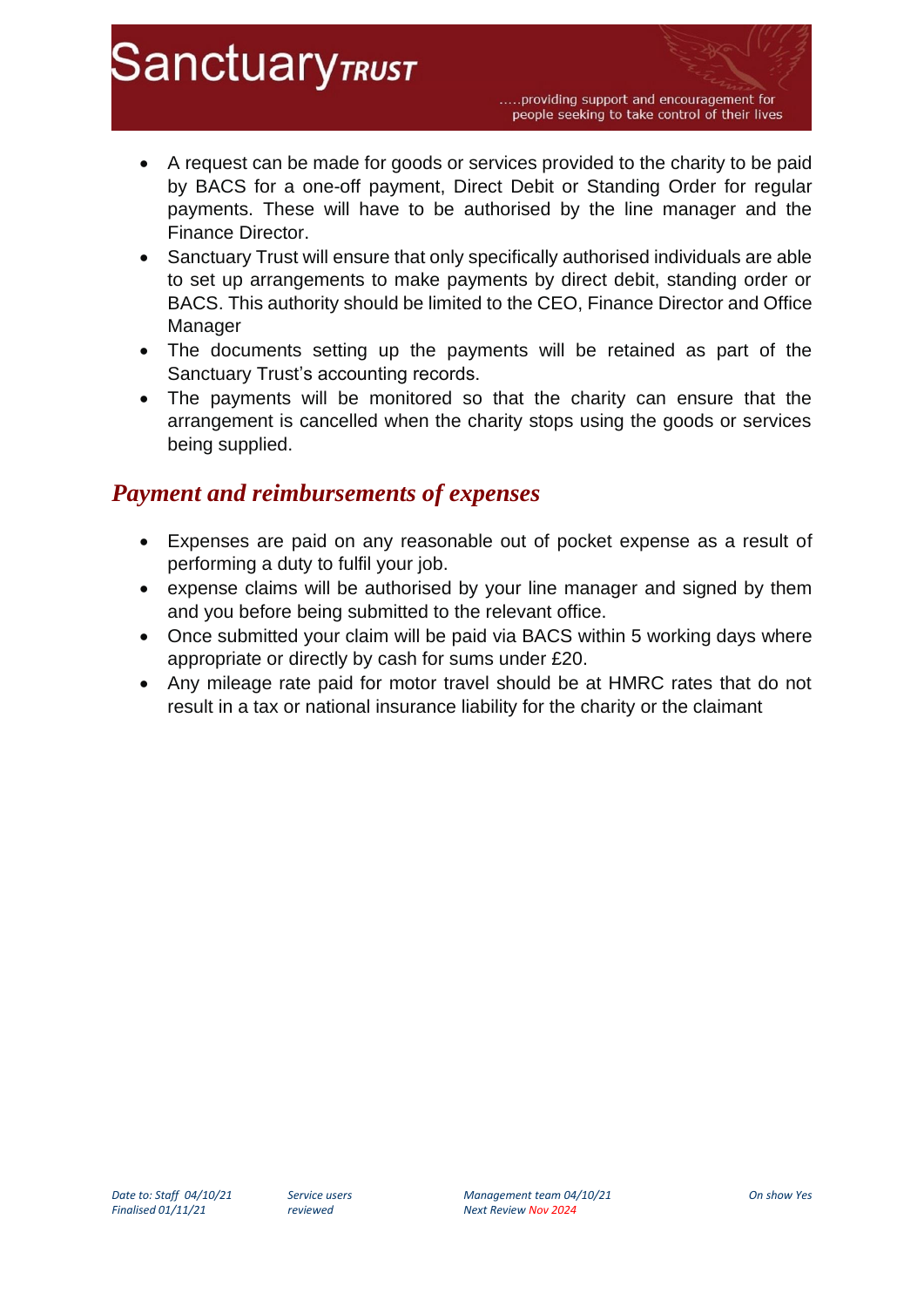- A request can be made for goods or services provided to the charity to be paid by BACS for a one-off payment, Direct Debit or Standing Order for regular payments. These will have to be authorised by the line manager and the Finance Director.
- Sanctuary Trust will ensure that only specifically authorised individuals are able to set up arrangements to make payments by direct debit, standing order or BACS. This authority should be limited to the CEO, Finance Director and Office Manager
- The documents setting up the payments will be retained as part of the Sanctuary Trust's accounting records.
- The payments will be monitored so that the charity can ensure that the arrangement is cancelled when the charity stops using the goods or services being supplied.

## *Payment and reimbursements of expenses*

- Expenses are paid on any reasonable out of pocket expense as a result of performing a duty to fulfil your job.
- expense claims will be authorised by your line manager and signed by them and you before being submitted to the relevant office.
- Once submitted your claim will be paid via BACS within 5 working days where appropriate or directly by cash for sums under £20.
- Any mileage rate paid for motor travel should be at HMRC rates that do not result in a tax or national insurance liability for the charity or the claimant